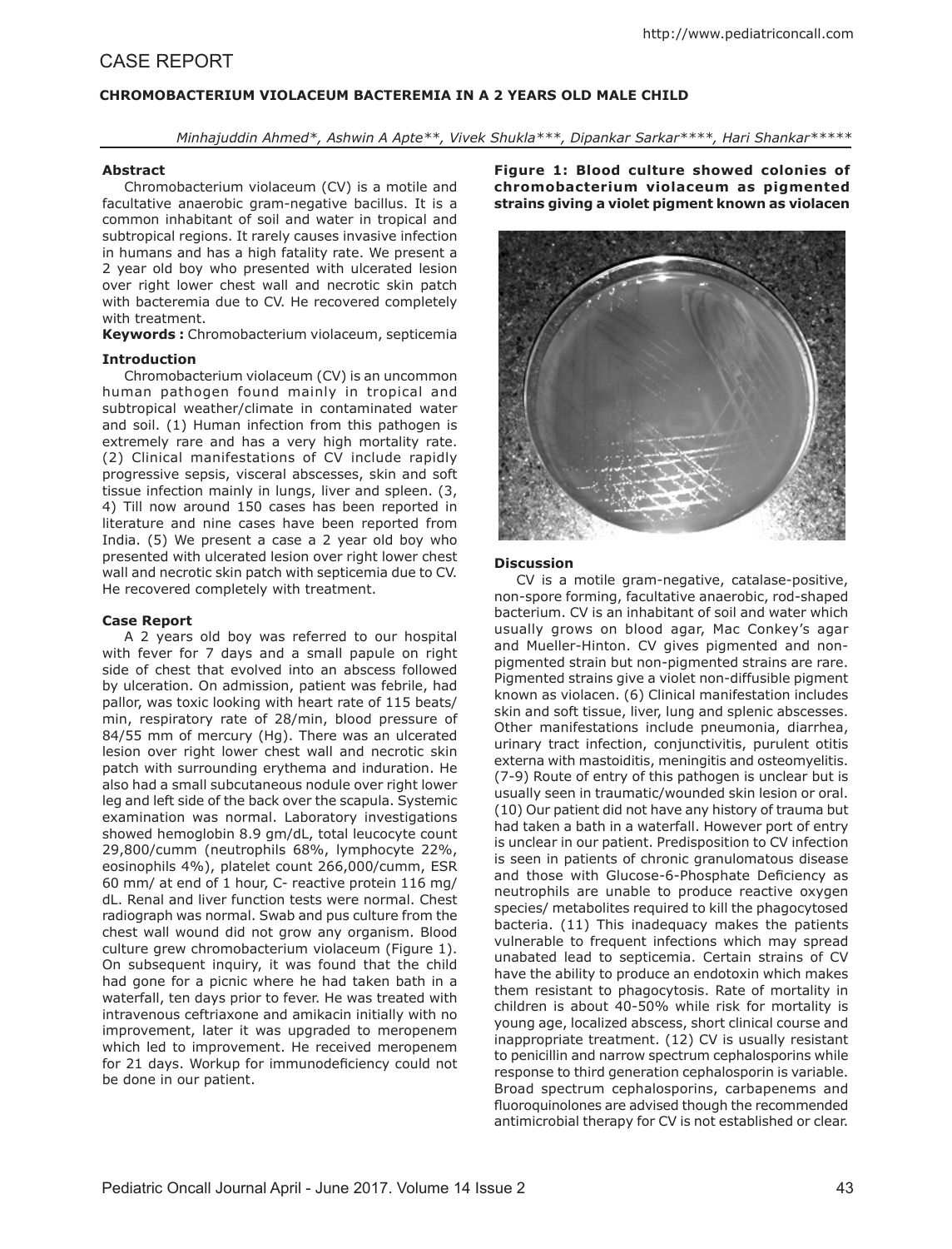# CASE REPORT

## CHROMOBACTERIUM VIOLACEUM BACTEREMIA IN A 2 YEARS OLD MALE CHILD

*Minhajuddin Ahmed\*, Ashwin A Apte\*\*, Vivek Shukla\*\*\*, Dipankar Sarkar\*\*\*\*, Hari Shankar\*\*\*\*\**

### Abstract

Chromobacterium violaceum (CV) is a motile and facultative anaerobic gram-negative bacillus. It is a common inhabitant of soil and water in tropical and subtropical regions. It rarely causes invasive infection in humans and has a high fatality rate. We present a 2 year old boy who presented with ulcerated lesion over right lower chest wall and necrotic skin patch with bacteremia due to CV. He recovered completely with treatment.

**Keywords :** Chromobacterium violaceum, septicemia

### Introduction

Chromobacterium violaceum (CV) is an uncommon human pathogen found mainly in tropical and subtropical weather/climate in contaminated water and soil. (1) Human infection from this pathogen is extremely rare and has a very high mortality rate. (2) Clinical manifestations of CV include rapidly progressive sepsis, visceral abscesses, skin and soft tissue infection mainly in lungs, liver and spleen. (3, 4) Till now around 150 cases has been reported in literature and nine cases have been reported from India. (5) We present a case a 2 year old boy who presented with ulcerated lesion over right lower chest wall and necrotic skin patch with septicemia due to CV. He recovered completely with treatment.

### Case Report

A 2 years old boy was referred to our hospital with fever for 7 days and a small papule on right side of chest that evolved into an abscess followed by ulceration. On admission, patient was febrile, had pallor, was toxic looking with heart rate of 115 beats/min, respiratory rate of 28/min, blood pressure of 84/55 mm of mercury (Hg). There was an ulcerated lesion over right lower chest wall and necrotic skin patch with surrounding erythema and induration. He also had a small subcutaneous nodule over right lower leg and left side of the back over the scapula. Systemic examination was normal. Laboratory investigations showed hemoglobin 8.9 gm/dL, total leucocyte count 29,800/cumm (neutrophils 68%, lymphocyte 22%, eosinophils 4%), platelet count 266,000/cumm, ESR 60 mm/ at end of 1 hour, C- reactive protein 116 mg/dL. Renal and liver function tests were normal. Chest radiograph was normal. Swab and pus culture from the chest wall wound did not grow any organism. Blood culture grew chromobacterium violaceum (Figure 1). On subsequent inquiry, it was found that the child had gone for a picnic where he had taken bath in a waterfall, ten days prior to fever. He was treated with intravenous ceftriaxone and amikacin initially with no improvement, later it was upgraded to meropenem which led to improvement. He received meropenem for 21 days. Workup for immunodeficiency could not be done in our patient.

**Figure 1: Blood culture showed colonies of chromobacterium violaceum as pigmented strains giving a violet pigment known as violacen**

### Discussion

CV is a motile gram-negative, catalase-positive, non-spore forming, facultative anaerobic, rod-shaped bacterium. CV is an inhabitant of soil and water which usually grows on blood agar, Mac Conkey's agar and Mueller-Hinton. CV gives pigmented and non-pigmented strain but non-pigmented strains are rare. Pigmented strains give a violet non-diffusible pigment known as violacen. (6) Clinical manifestation includes skin and soft tissue, liver, lung and splenic abscesses. Other manifestations include pneumonia, diarrhea, urinary tract infection, conjunctivitis, purulent otitis externa with mastoiditis, meningitis and osteomyelitis. (7-9) Route of entry of this pathogen is unclear but is usually seen in traumatic/wounded skin lesion or oral. (10) Our patient did not have any history of trauma but had taken a bath in a waterfall. However port of entry is unclear in our patient. Predisposition to CV infection is seen in patients of chronic granulomatous disease and those with Glucose-6-Phosphate Deficiency as neutrophils are unable to produce reactive oxygen species/ metabolites required to kill the phagocytosed bacteria. (11) This inadequacy makes the patients vulnerable to frequent infections which may spread unabated lead to septicemia. Certain strains of CV have the ability to produce an endotoxin which makes them resistant to phagocytosis. Rate of mortality in children is about 40-50% while risk for mortality is young age, localized abscess, short clinical course and inappropriate treatment. (12) CV is usually resistant to penicillin and narrow spectrum cephalosporins while response to third generation cephalosporin is variable. Broad spectrum cephalosporins, carbapenems and fluoroquinolones are advised though the recommended antimicrobial therapy for CV is not established or clear.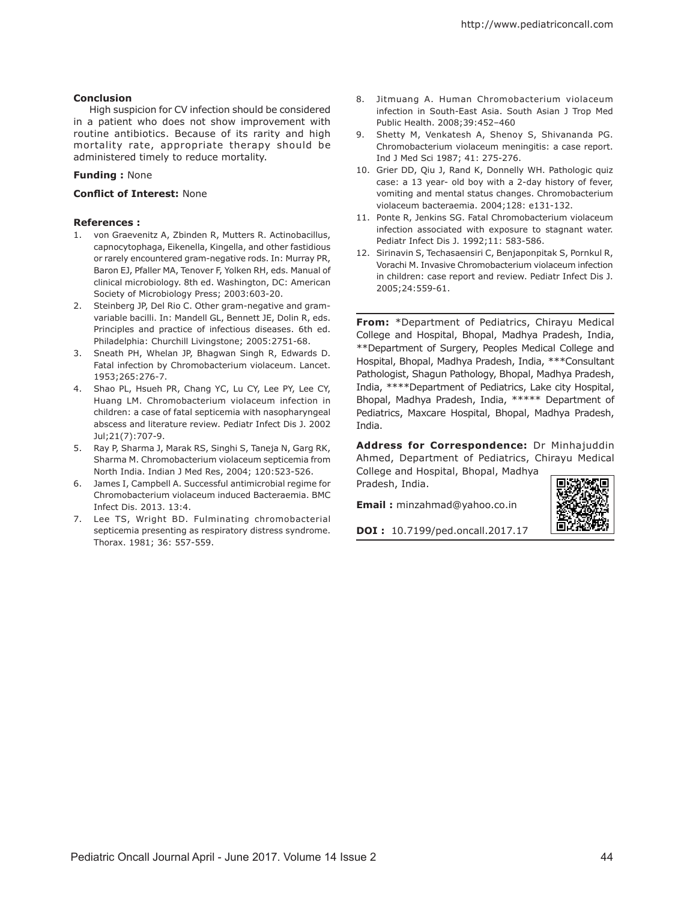**Conclusion**

High suspicion for CV infection should be considered in a patient who does not show improvement with routine antibiotics. Because of its rarity and high mortality rate, appropriate therapy should be administered timely to reduce mortality.

**Funding :** None

**Conflict of Interest:** None

**References :**

1. von Graevenitz A, Zbinden R, Mutters R. Actinobacillus, capnocytophaga, Eikenella, Kingella, and other fastidious or rarely encountered gram-negative rods. In: Murray PR, Baron EJ, Pfaller MA, Tenover F, Yolken RH, eds. Manual of clinical microbiology. 8th ed. Washington, DC: American Society of Microbiology Press; 2003:603-20.
2. Steinberg JP, Del Rio C. Other gram-negative and gram-variable bacilli. In: Mandell GL, Bennett JE, Dolin R, eds. Principles and practice of infectious diseases. 6th ed. Philadelphia: Churchill Livingstone; 2005:2751-68.
3. Sneath PH, Whelan JP, Bhagwan Singh R, Edwards D. Fatal infection by Chromobacterium violaceum. Lancet. 1953;265:276-7.
4. Shao PL, Hsueh PR, Chang YC, Lu CY, Lee PY, Lee CY, Huang LM. Chromobacterium violaceum infection in children: a case of fatal septicemia with nasopharyngeal abscess and literature review. Pediatr Infect Dis J. 2002 Jul;21(7):707-9.
5. Ray P, Sharma J, Marak RS, Singhi S, Taneja N, Garg RK, Sharma M. Chromobacterium violaceum septicemia from North India. Indian J Med Res, 2004; 120:523-526.
6. James I, Campbell A. Successful antimicrobial regime for Chromobacterium violaceum induced Bacteraemia. BMC Infect Dis. 2013. 13:4.
7. Lee TS, Wright BD. Fulminating chromobacterial septicemia presenting as respiratory distress syndrome. Thorax. 1981; 36: 557-559.
8. Jitmuang A. Human Chromobacterium violaceum infection in South-East Asia. South Asian J Trop Med Public Health. 2008;39:452–460
9. Shetty M, Venkatesh A, Shenoy S, Shivananda PG. Chromobacterium violaceum meningitis: a case report. Ind J Med Sci 1987; 41: 275-276.
10. Grier DD, Qiu J, Rand K, Donnelly WH. Pathologic quiz case: a 13 year- old boy with a 2-day history of fever, vomiting and mental status changes. Chromobacterium violaceum bacteraemia. 2004;128: e131-132.
11. Ponte R, Jenkins SG. Fatal Chromobacterium violaceum infection associated with exposure to stagnant water. Pediatr Infect Dis J. 1992;11: 583-586.
12. Sirinavin S, Techasaensiri C, Benjaponpitak S, Pornkul R, Vorachi M. Invasive Chromobacterium violaceum infection in children: case report and review. Pediatr Infect Dis J. 2005;24:559-61.

**From:** *Department of Pediatrics, Chirayu Medical College and Hospital, Bhopal, Madhya Pradesh, India, **Department of Surgery, Peoples Medical College and Hospital, Bhopal, Madhya Pradesh, India, ***Consultant Pathologist, Shagun Pathology, Bhopal, Madhya Pradesh, India, ****Department of Pediatrics, Lake city Hospital, Bhopal, Madhya Pradesh, India, ***** Department of Pediatrics, Maxcare Hospital, Bhopal, Madhya Pradesh, India.

**Address for Correspondence:** Dr Minhajuddin Ahmed, Department of Pediatrics, Chirayu Medical College and Hospital, Bhopal, Madhya Pradesh, India.

**Email :** minzahmad@yahoo.co.in

**DOI :** 10.7199/ped.oncall.2017.17